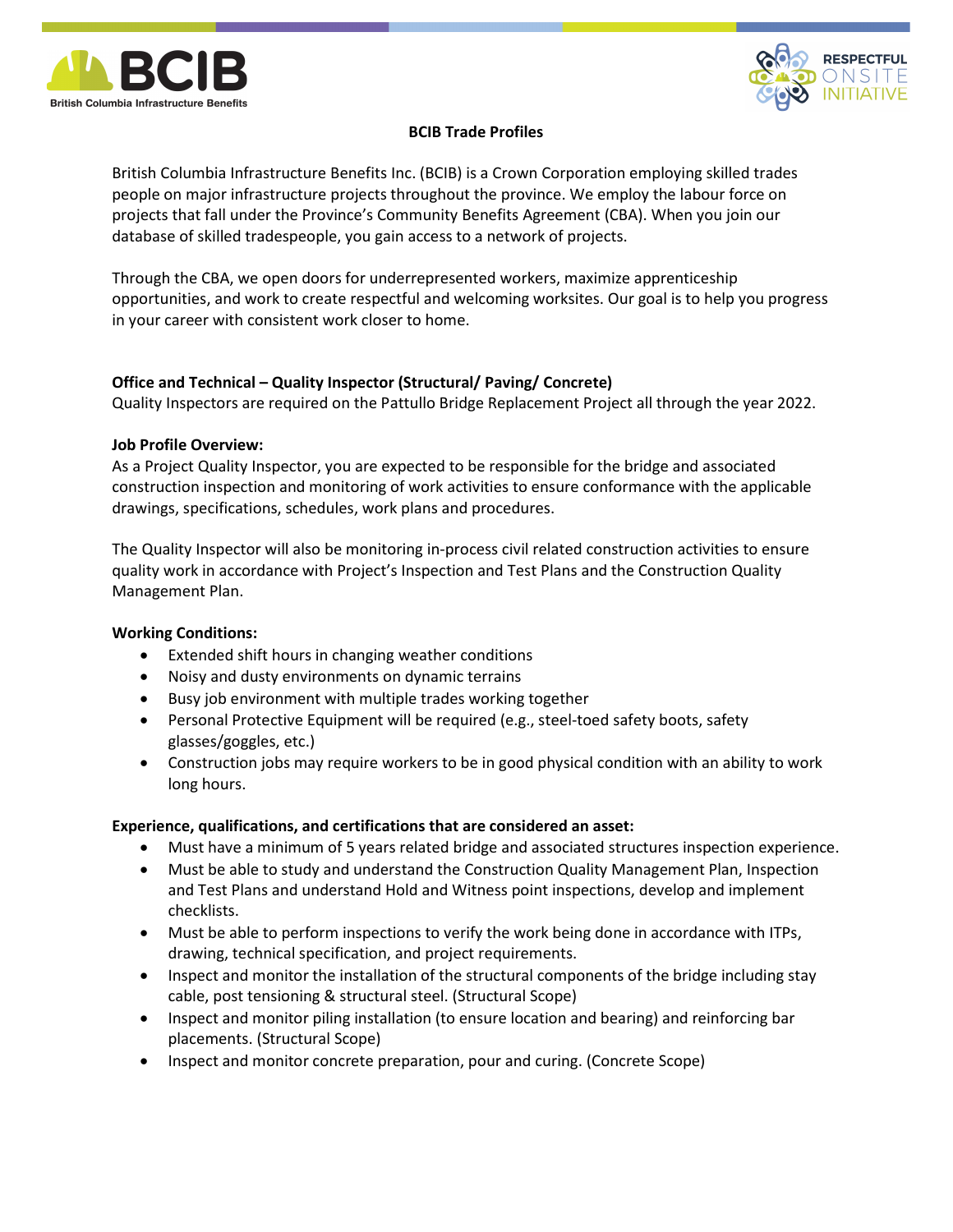BCIB
British Columbia Infrastructure Benefits

RESPECTFUL ONSITE INITIATIVE

# BCIB Trade Profiles

British Columbia Infrastructure Benefits Inc. (BCIB) is a Crown Corporation employing skilled trades people on major infrastructure projects throughout the province. We employ the labour force on projects that fall under the Province's Community Benefits Agreement (CBA). When you join our database of skilled tradespeople, you gain access to a network of projects.

Through the CBA, we open doors for underrepresented workers, maximize apprenticeship opportunities, and work to create respectful and welcoming worksites. Our goal is to help you progress in your career with consistent work closer to home.

## Office and Technical – Quality Inspector (Structural/ Paving/ Concrete)

Quality Inspectors are required on the Pattullo Bridge Replacement Project all through the year 2022.

### Job Profile Overview:

As a Project Quality Inspector, you are expected to be responsible for the bridge and associated construction inspection and monitoring of work activities to ensure conformance with the applicable drawings, specifications, schedules, work plans and procedures.

The Quality Inspector will also be monitoring in-process civil related construction activities to ensure quality work in accordance with Project's Inspection and Test Plans and the Construction Quality Management Plan.

### Working Conditions:

- Extended shift hours in changing weather conditions
- Noisy and dusty environments on dynamic terrains
- Busy job environment with multiple trades working together
- Personal Protective Equipment will be required (e.g., steel-toed safety boots, safety glasses/goggles, etc.)
- Construction jobs may require workers to be in good physical condition with an ability to work long hours.

### Experience, qualifications, and certifications that are considered an asset:

- Must have a minimum of 5 years related bridge and associated structures inspection experience.
- Must be able to study and understand the Construction Quality Management Plan, Inspection and Test Plans and understand Hold and Witness point inspections, develop and implement checklists.
- Must be able to perform inspections to verify the work being done in accordance with ITPs, drawing, technical specification, and project requirements.
- Inspect and monitor the installation of the structural components of the bridge including stay cable, post tensioning & structural steel. (Structural Scope)
- Inspect and monitor piling installation (to ensure location and bearing) and reinforcing bar placements. (Structural Scope)
- Inspect and monitor concrete preparation, pour and curing. (Concrete Scope)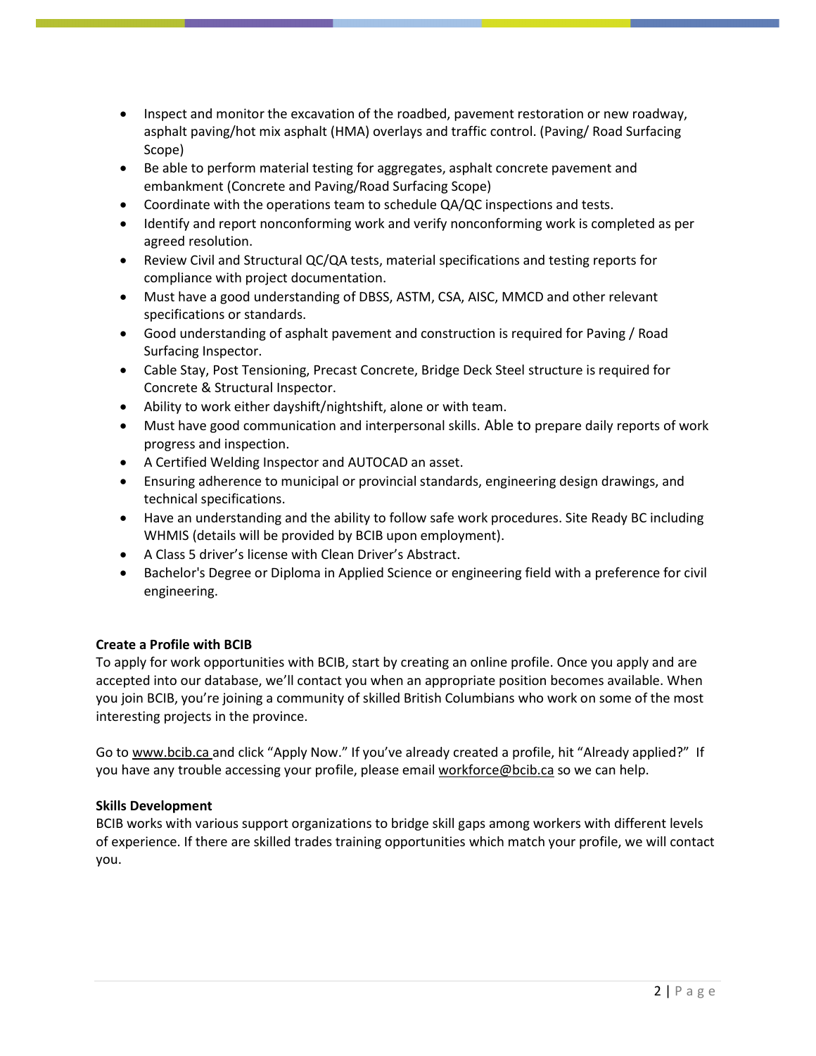- Inspect and monitor the excavation of the roadbed, pavement restoration or new roadway, asphalt paving/hot mix asphalt (HMA) overlays and traffic control. (Paving/ Road Surfacing Scope)
- Be able to perform material testing for aggregates, asphalt concrete pavement and embankment (Concrete and Paving/Road Surfacing Scope)
- Coordinate with the operations team to schedule QA/QC inspections and tests.
- Identify and report nonconforming work and verify nonconforming work is completed as per agreed resolution.
- Review Civil and Structural QC/QA tests, material specifications and testing reports for compliance with project documentation.
- Must have a good understanding of DBSS, ASTM, CSA, AISC, MMCD and other relevant specifications or standards.
- Good understanding of asphalt pavement and construction is required for Paving / Road Surfacing Inspector.
- Cable Stay, Post Tensioning, Precast Concrete, Bridge Deck Steel structure is required for Concrete & Structural Inspector.
- Ability to work either dayshift/nightshift, alone or with team.
- Must have good communication and interpersonal skills. Able to prepare daily reports of work progress and inspection.
- A Certified Welding Inspector and AUTOCAD an asset.
- Ensuring adherence to municipal or provincial standards, engineering design drawings, and technical specifications.
- Have an understanding and the ability to follow safe work procedures. Site Ready BC including WHMIS (details will be provided by BCIB upon employment).
- A Class 5 driver's license with Clean Driver's Abstract.
- Bachelor's Degree or Diploma in Applied Science or engineering field with a preference for civil engineering.

**Create a Profile with BCIB**

To apply for work opportunities with BCIB, start by creating an online profile. Once you apply and are accepted into our database, we'll contact you when an appropriate position becomes available. When you join BCIB, you're joining a community of skilled British Columbians who work on some of the most interesting projects in the province.

Go to www.bcib.ca and click "Apply Now." If you've already created a profile, hit "Already applied?" If you have any trouble accessing your profile, please email workforce@bcib.ca so we can help.

**Skills Development**

BCIB works with various support organizations to bridge skill gaps among workers with different levels of experience. If there are skilled trades training opportunities which match your profile, we will contact you.